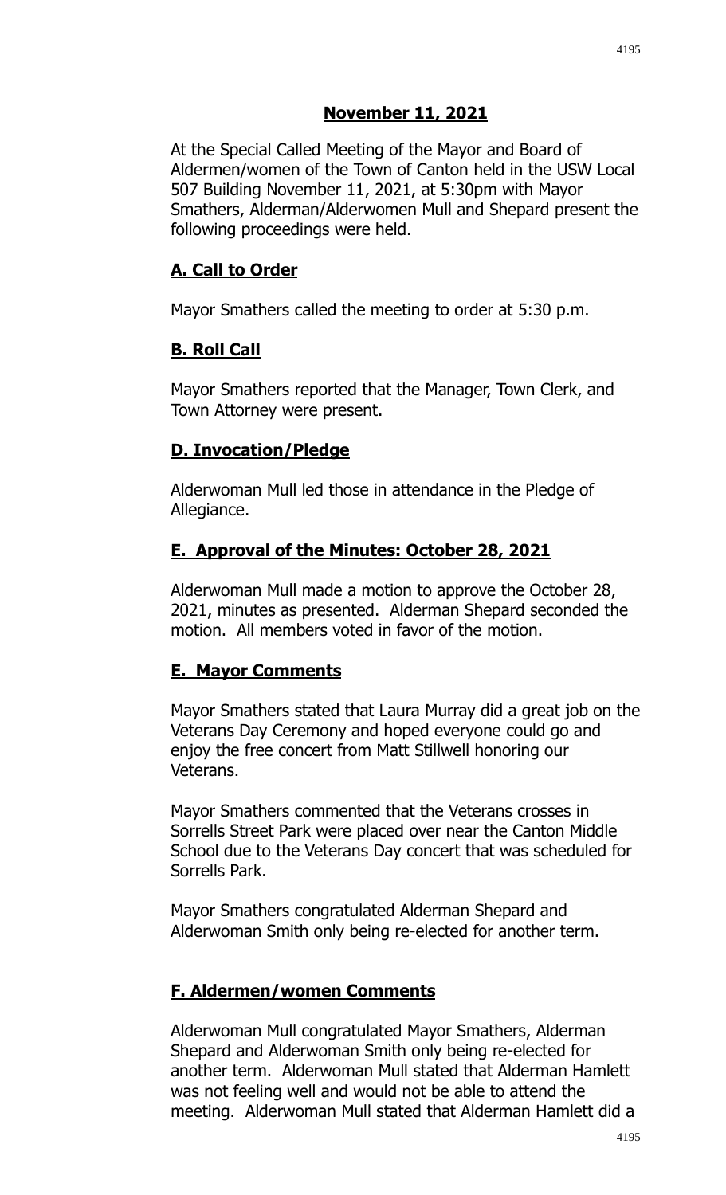## November 11, 2021

At the Special Called Meeting of the Mayor and Board of Aldermen/women of the Town of Canton held in the USW Local 507 Building November 11, 2021, at 5:30pm with Mayor Smathers, Alderman/Alderwomen Mull and Shepard present the following proceedings were held.

### A. Call to Order

Mayor Smathers called the meeting to order at 5:30 p.m.

### B. Roll Call

Mayor Smathers reported that the Manager, Town Clerk, and Town Attorney were present.

### D. Invocation/Pledge

Alderwoman Mull led those in attendance in the Pledge of Allegiance.

### E. Approval of the Minutes: October 28, 2021

Alderwoman Mull made a motion to approve the October 28, 2021, minutes as presented. Alderman Shepard seconded the motion. All members voted in favor of the motion.

### E. Mayor Comments

Mayor Smathers stated that Laura Murray did a great job on the Veterans Day Ceremony and hoped everyone could go and enjoy the free concert from Matt Stillwell honoring our Veterans.

Mayor Smathers commented that the Veterans crosses in Sorrells Street Park were placed over near the Canton Middle School due to the Veterans Day concert that was scheduled for Sorrells Park.

Mayor Smathers congratulated Alderman Shepard and Alderwoman Smith only being re-elected for another term.

### F. Aldermen/women Comments

Alderwoman Mull congratulated Mayor Smathers, Alderman Shepard and Alderwoman Smith only being re-elected for another term. Alderwoman Mull stated that Alderman Hamlett was not feeling well and would not be able to attend the meeting. Alderwoman Mull stated that Alderman Hamlett did a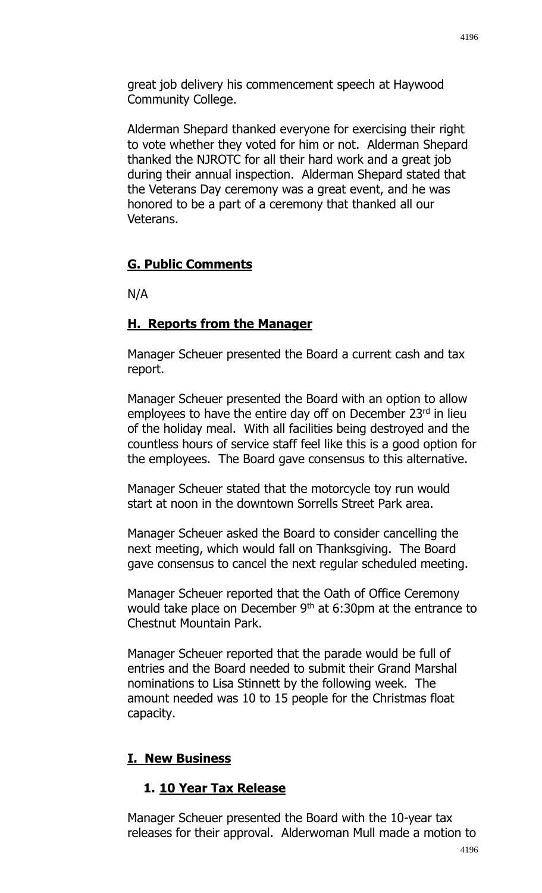great job delivery his commencement speech at Haywood Community College.

Alderman Shepard thanked everyone for exercising their right to vote whether they voted for him or not. Alderman Shepard thanked the NJROTC for all their hard work and a great job during their annual inspection. Alderman Shepard stated that the Veterans Day ceremony was a great event, and he was honored to be a part of a ceremony that thanked all our Veterans.

## G. Public Comments

N/A

## H. Reports from the Manager

Manager Scheuer presented the Board a current cash and tax report.

Manager Scheuer presented the Board with an option to allow employees to have the entire day off on December 23rd in lieu of the holiday meal. With all facilities being destroyed and the countless hours of service staff feel like this is a good option for the employees. The Board gave consensus to this alternative.

Manager Scheuer stated that the motorcycle toy run would start at noon in the downtown Sorrells Street Park area.

Manager Scheuer asked the Board to consider cancelling the next meeting, which would fall on Thanksgiving. The Board gave consensus to cancel the next regular scheduled meeting.

Manager Scheuer reported that the Oath of Office Ceremony would take place on December 9th at 6:30pm at the entrance to Chestnut Mountain Park.

Manager Scheuer reported that the parade would be full of entries and the Board needed to submit their Grand Marshal nominations to Lisa Stinnett by the following week. The amount needed was 10 to 15 people for the Christmas float capacity.

## I. New Business

### 1. 10 Year Tax Release

Manager Scheuer presented the Board with the 10-year tax releases for their approval. Alderwoman Mull made a motion to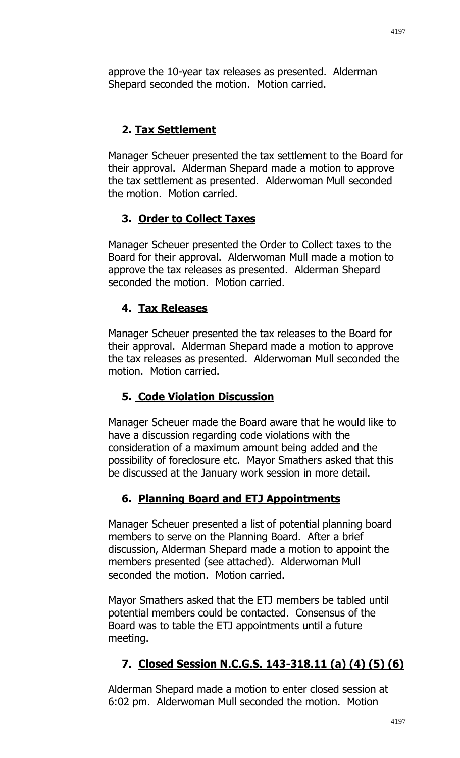approve the 10-year tax releases as presented. Alderman Shepard seconded the motion. Motion carried.

### 2. Tax Settlement

Manager Scheuer presented the tax settlement to the Board for their approval. Alderman Shepard made a motion to approve the tax settlement as presented. Alderwoman Mull seconded the motion. Motion carried.

### 3. Order to Collect Taxes

Manager Scheuer presented the Order to Collect taxes to the Board for their approval. Alderwoman Mull made a motion to approve the tax releases as presented. Alderman Shepard seconded the motion. Motion carried.

### 4. Tax Releases

Manager Scheuer presented the tax releases to the Board for their approval. Alderman Shepard made a motion to approve the tax releases as presented. Alderwoman Mull seconded the motion. Motion carried.

### 5. Code Violation Discussion

Manager Scheuer made the Board aware that he would like to have a discussion regarding code violations with the consideration of a maximum amount being added and the possibility of foreclosure etc. Mayor Smathers asked that this be discussed at the January work session in more detail.

### 6. Planning Board and ETJ Appointments

Manager Scheuer presented a list of potential planning board members to serve on the Planning Board. After a brief discussion, Alderman Shepard made a motion to appoint the members presented (see attached). Alderwoman Mull seconded the motion. Motion carried.

Mayor Smathers asked that the ETJ members be tabled until potential members could be contacted. Consensus of the Board was to table the ETJ appointments until a future meeting.

### 7. Closed Session N.C.G.S. 143-318.11 (a) (4) (5) (6)

Alderman Shepard made a motion to enter closed session at 6:02 pm. Alderwoman Mull seconded the motion. Motion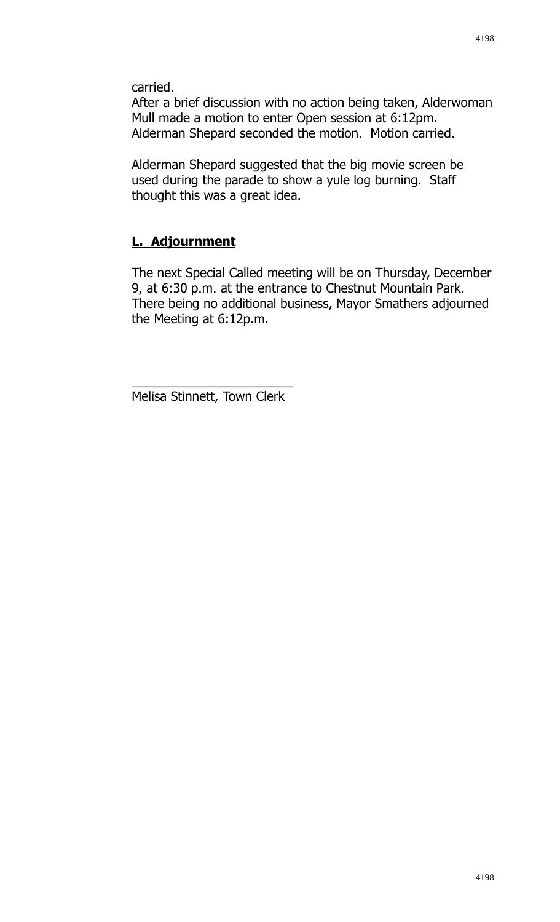carried.
After a brief discussion with no action being taken, Alderwoman Mull made a motion to enter Open session at 6:12pm. Alderman Shepard seconded the motion. Motion carried.

Alderman Shepard suggested that the big movie screen be used during the parade to show a yule log burning. Staff thought this was a great idea.

## **L. Adjournment**

The next Special Called meeting will be on Thursday, December 9, at 6:30 p.m. at the entrance to Chestnut Mountain Park. There being no additional business, Mayor Smathers adjourned the Meeting at 6:12p.m.

\_\_\_\_\_\_\_\_\_\_\_\_\_\_\_\_\_\_\_\_\_\_\_\_
Melisa Stinnett, Town Clerk